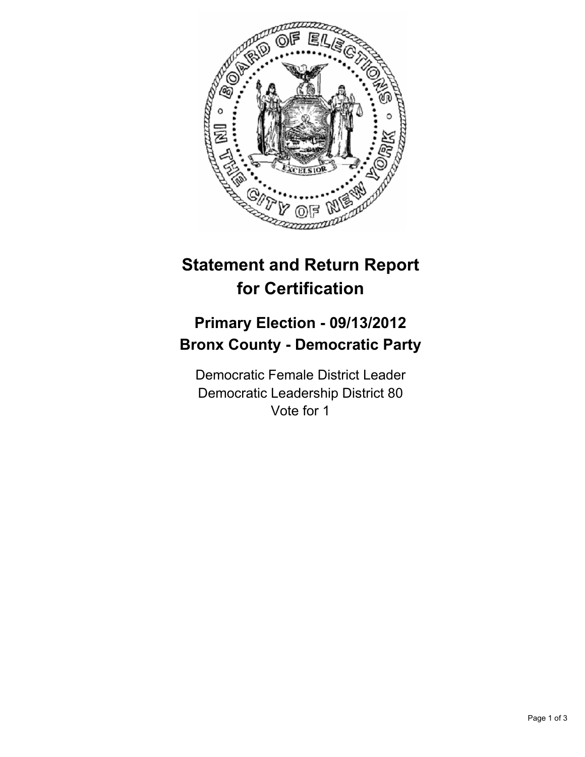# Statement and Return Report for Certification

## Primary Election - 09/13/2012
## Bronx County - Democratic Party

Democratic Female District Leader
Democratic Leadership District 80
Vote for 1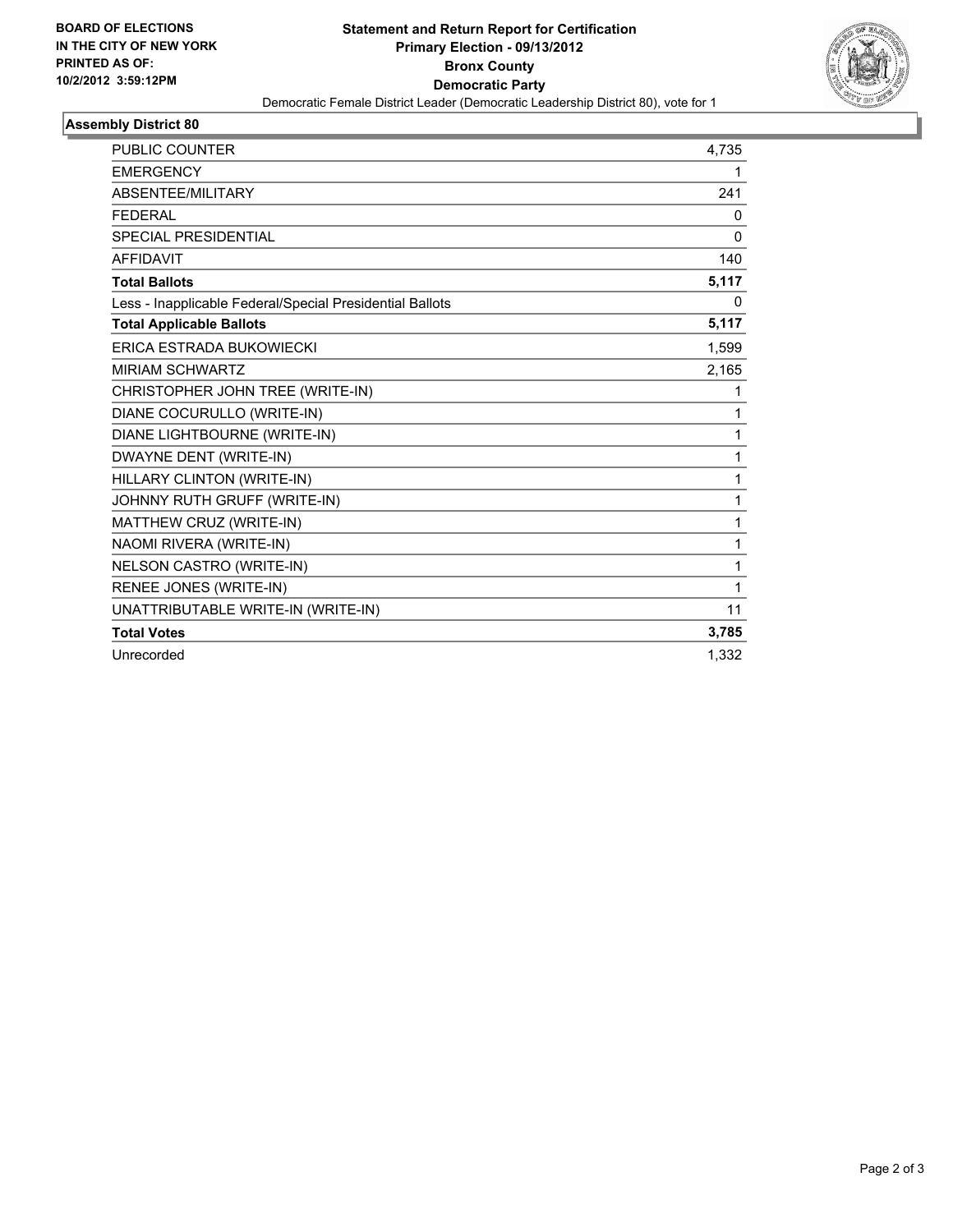**BOARD OF ELECTIONS IN THE CITY OF NEW YORK PRINTED AS OF: 10/2/2012 3:59:12PM**

# Statement and Return Report for Certification
## Primary Election - 09/13/2012
## Bronx County
## Democratic Party

Democratic Female District Leader (Democratic Leadership District 80), vote for 1

### Assembly District 80

| | |
|---|---|
| PUBLIC COUNTER | 4,735 |
| EMERGENCY | 1 |
| ABSENTEE/MILITARY | 241 |
| FEDERAL | 0 |
| SPECIAL PRESIDENTIAL | 0 |
| AFFIDAVIT | 140 |
| **Total Ballots** | **5,117** |
| Less - Inapplicable Federal/Special Presidential Ballots | 0 |
| **Total Applicable Ballots** | **5,117** |
| ERICA ESTRADA BUKOWIECKI | 1,599 |
| MIRIAM SCHWARTZ | 2,165 |
| CHRISTOPHER JOHN TREE (WRITE-IN) | 1 |
| DIANE COCURULLO (WRITE-IN) | 1 |
| DIANE LIGHTBOURNE (WRITE-IN) | 1 |
| DWAYNE DENT (WRITE-IN) | 1 |
| HILLARY CLINTON (WRITE-IN) | 1 |
| JOHNNY RUTH GRUFF (WRITE-IN) | 1 |
| MATTHEW CRUZ (WRITE-IN) | 1 |
| NAOMI RIVERA (WRITE-IN) | 1 |
| NELSON CASTRO (WRITE-IN) | 1 |
| RENEE JONES (WRITE-IN) | 1 |
| UNATTRIBUTABLE WRITE-IN (WRITE-IN) | 11 |
| **Total Votes** | **3,785** |
| Unrecorded | 1,332 |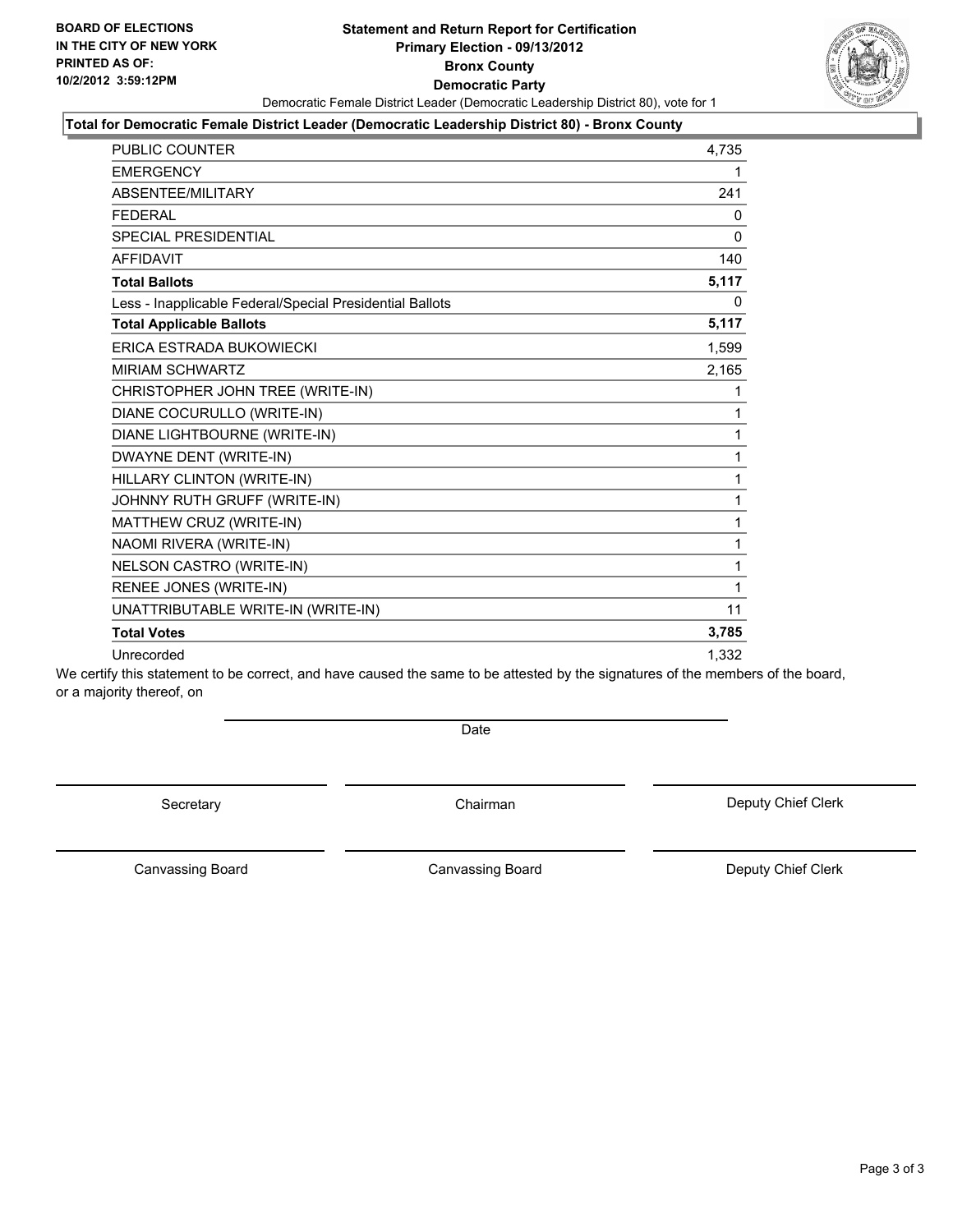**BOARD OF ELECTIONS IN THE CITY OF NEW YORK PRINTED AS OF: 10/2/2012 3:59:12PM**

# Statement and Return Report for Certification
## Primary Election - 09/13/2012
## Bronx County
## Democratic Party

Democratic Female District Leader (Democratic Leadership District 80), vote for 1

**Total for Democratic Female District Leader (Democratic Leadership District 80) - Bronx County**

| | |
|---|---|
| PUBLIC COUNTER | 4,735 |
| EMERGENCY | 1 |
| ABSENTEE/MILITARY | 241 |
| FEDERAL | 0 |
| SPECIAL PRESIDENTIAL | 0 |
| AFFIDAVIT | 140 |
| **Total Ballots** | **5,117** |
| Less - Inapplicable Federal/Special Presidential Ballots | 0 |
| **Total Applicable Ballots** | **5,117** |
| ERICA ESTRADA BUKOWIECKI | 1,599 |
| MIRIAM SCHWARTZ | 2,165 |
| CHRISTOPHER JOHN TREE (WRITE-IN) | 1 |
| DIANE COCURULLO (WRITE-IN) | 1 |
| DIANE LIGHTBOURNE (WRITE-IN) | 1 |
| DWAYNE DENT (WRITE-IN) | 1 |
| HILLARY CLINTON (WRITE-IN) | 1 |
| JOHNNY RUTH GRUFF (WRITE-IN) | 1 |
| MATTHEW CRUZ (WRITE-IN) | 1 |
| NAOMI RIVERA (WRITE-IN) | 1 |
| NELSON CASTRO (WRITE-IN) | 1 |
| RENEE JONES (WRITE-IN) | 1 |
| UNATTRIBUTABLE WRITE-IN (WRITE-IN) | 11 |
| **Total Votes** | **3,785** |
| Unrecorded | 1,332 |

We certify this statement to be correct, and have caused the same to be attested by the signatures of the members of the board, or a majority thereof, on

Date

Secretary | Chairman | Deputy Chief Clerk

Canvassing Board | Canvassing Board | Deputy Chief Clerk